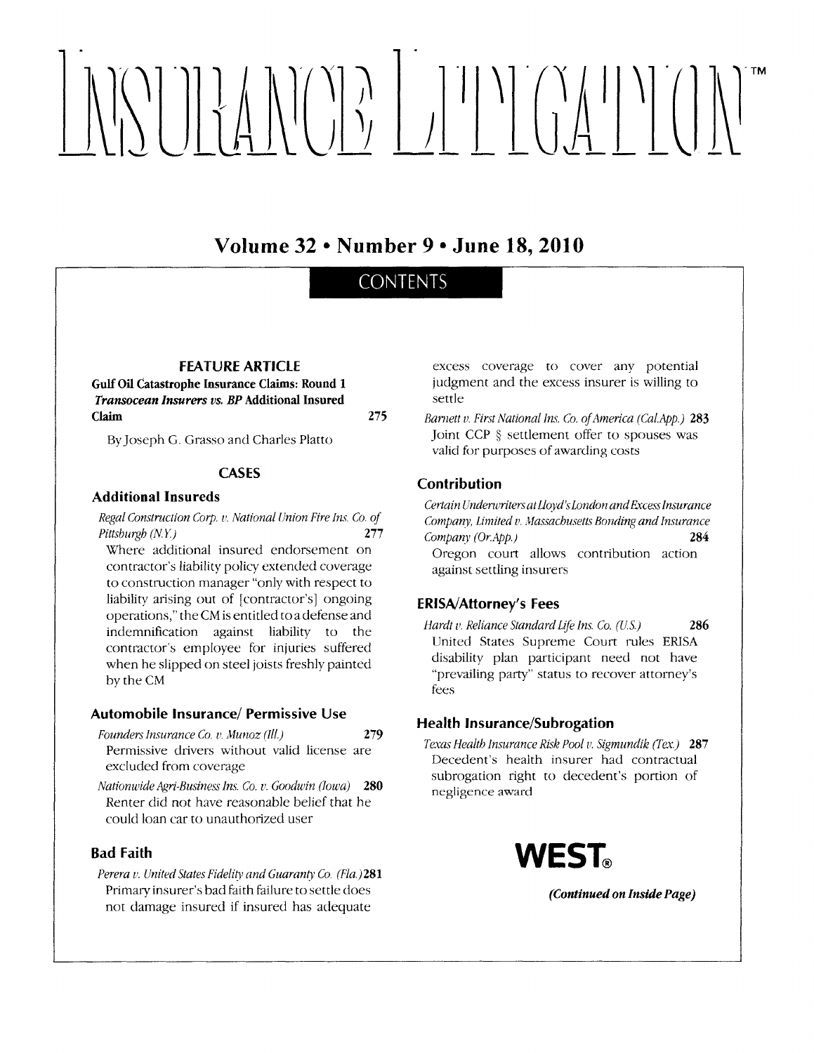# INSURANCE LITIGATION™

## Volume 32 • Number 9 • June 18, 2010

## CONTENTS

### FEATURE ARTICLE

**Gulf Oil Catastrophe Insurance Claims: Round 1 *Transocean Insurers vs. BP* Additional Insured Claim** 275

By Joseph G. Grasso and Charles Platto

### CASES

#### Additional Insureds

*Regal Construction Corp. v. National Union Fire Ins. Co. of Pittsburgh (N.Y.)* 277
Where additional insured endorsement on contractor's liability policy extended coverage to construction manager "only with respect to liability arising out of [contractor's] ongoing operations," the CM is entitled to a defense and indemnification against liability to the contractor's employee for injuries suffered when he slipped on steel joists freshly painted by the CM

#### Automobile Insurance/ Permissive Use

*Founders Insurance Co. v. Munoz (Ill.)* 279
Permissive drivers without valid license are excluded from coverage

*Nationwide Agri-Business Ins. Co. v. Goodwin (Iowa)* 280
Renter did not have reasonable belief that he could loan car to unauthorized user

#### Bad Faith

*Perera v. United States Fidelity and Guaranty Co. (Fla.)* 281
Primary insurer's bad faith failure to settle does not damage insured if insured has adequate excess coverage to cover any potential judgment and the excess insurer is willing to settle

*Barnett v. First National Ins. Co. of America (Cal.App.)* 283
Joint CCP § settlement offer to spouses was valid for purposes of awarding costs

#### Contribution

*Certain Underwriters at Lloyd's London and Excess Insurance Company, Limited v. Massachusetts Bonding and Insurance Company (Or.App.)* 284
Oregon court allows contribution action against settling insurers

#### ERISA/Attorney's Fees

*Hardt v. Reliance Standard Life Ins. Co. (U.S.)* 286
United States Supreme Court rules ERISA disability plan participant need not have "prevailing party" status to recover attorney's fees

#### Health Insurance/Subrogation

*Texas Health Insurance Risk Pool v. Sigmundik (Tex.)* 287
Decedent's health insurer had contractual subrogation right to decedent's portion of negligence award

**WEST®**

***(Continued on Inside Page)***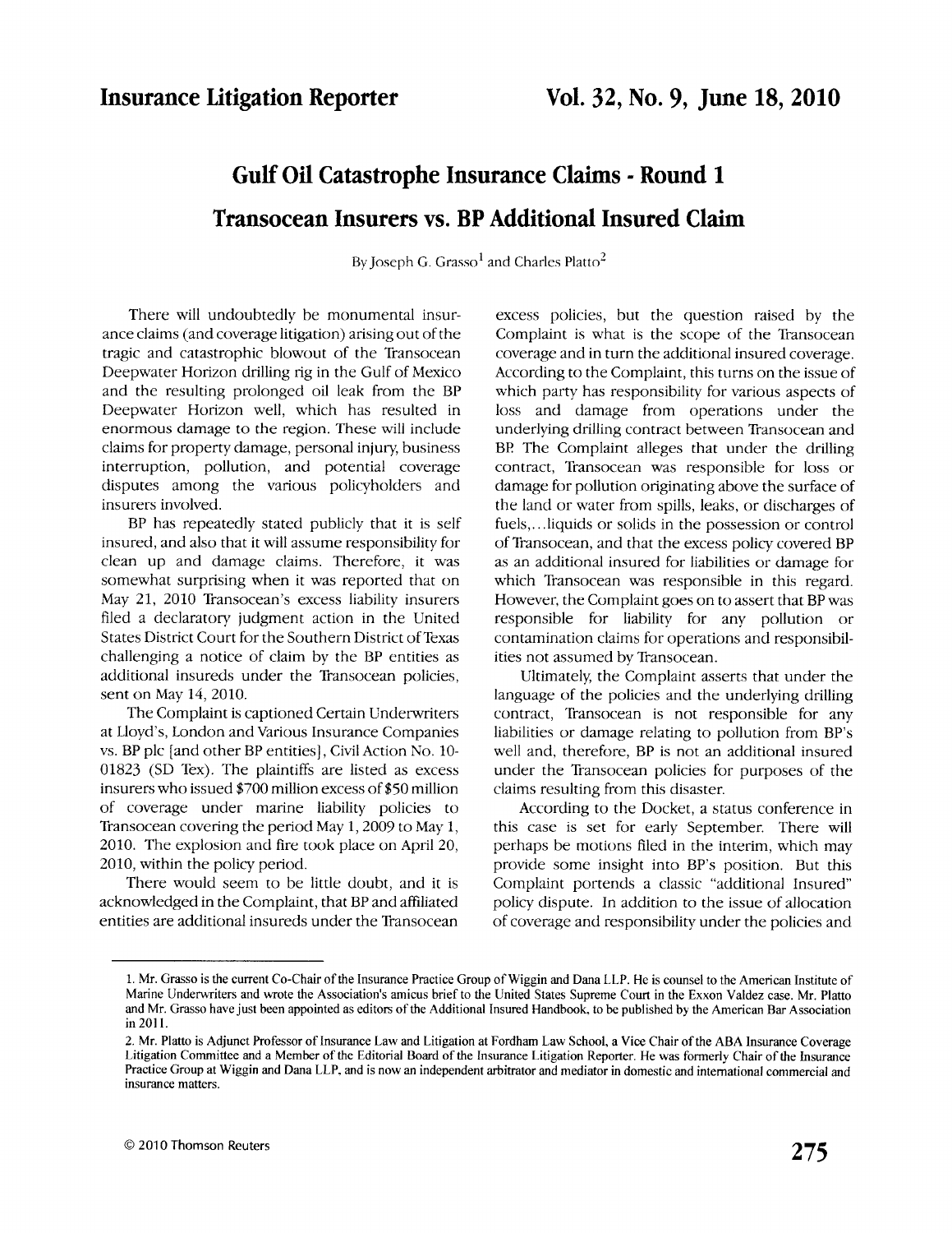# Gulf Oil Catastrophe Insurance Claims - Round 1

## Transocean Insurers vs. BP Additional Insured Claim

By Joseph G. Grasso[1] and Charles Platto[2]

There will undoubtedly be monumental insurance claims (and coverage litigation) arising out of the tragic and catastrophic blowout of the Transocean Deepwater Horizon drilling rig in the Gulf of Mexico and the resulting prolonged oil leak from the BP Deepwater Horizon well, which has resulted in enormous damage to the region. These will include claims for property damage, personal injury, business interruption, pollution, and potential coverage disputes among the various policyholders and insurers involved.

BP has repeatedly stated publicly that it is self insured, and also that it will assume responsibility for clean up and damage claims. Therefore, it was somewhat surprising when it was reported that on May 21, 2010 Transocean's excess liability insurers filed a declaratory judgment action in the United States District Court for the Southern District of Texas challenging a notice of claim by the BP entities as additional insureds under the Transocean policies, sent on May 14, 2010.

The Complaint is captioned Certain Underwriters at Lloyd's, London and Various Insurance Companies vs. BP plc [and other BP entities], Civil Action No. 10-01823 (SD Tex). The plaintiffs are listed as excess insurers who issued $700 million excess of $50 million of coverage under marine liability policies to Transocean covering the period May 1, 2009 to May 1, 2010. The explosion and fire took place on April 20, 2010, within the policy period.

There would seem to be little doubt, and it is acknowledged in the Complaint, that BP and affiliated entities are additional insureds under the Transocean excess policies, but the question raised by the Complaint is what is the scope of the Transocean coverage and in turn the additional insured coverage. According to the Complaint, this turns on the issue of which party has responsibility for various aspects of loss and damage from operations under the underlying drilling contract between Transocean and BP. The Complaint alleges that under the drilling contract, Transocean was responsible for loss or damage for pollution originating above the surface of the land or water from spills, leaks, or discharges of fuels,...liquids or solids in the possession or control of Transocean, and that the excess policy covered BP as an additional insured for liabilities or damage for which Transocean was responsible in this regard. However, the Complaint goes on to assert that BP was responsible for liability for any pollution or contamination claims for operations and responsibilities not assumed by Transocean.

Ultimately, the Complaint asserts that under the language of the policies and the underlying drilling contract, Transocean is not responsible for any liabilities or damage relating to pollution from BP's well and, therefore, BP is not an additional insured under the Transocean policies for purposes of the claims resulting from this disaster.

According to the Docket, a status conference in this case is set for early September. There will perhaps be motions filed in the interim, which may provide some insight into BP's position. But this Complaint portends a classic "additional Insured" policy dispute. In addition to the issue of allocation of coverage and responsibility under the policies and

---

1. Mr. Grasso is the current Co-Chair of the Insurance Practice Group of Wiggin and Dana LLP. He is counsel to the American Institute of Marine Underwriters and wrote the Association's amicus brief to the United States Supreme Court in the Exxon Valdez case. Mr. Platto and Mr. Grasso have just been appointed as editors of the Additional Insured Handbook, to be published by the American Bar Association in 2011.

2. Mr. Platto is Adjunct Professor of Insurance Law and Litigation at Fordham Law School, a Vice Chair of the ABA Insurance Coverage Litigation Committee and a Member of the Editorial Board of the Insurance Litigation Reporter. He was formerly Chair of the Insurance Practice Group at Wiggin and Dana LLP, and is now an independent arbitrator and mediator in domestic and international commercial and insurance matters.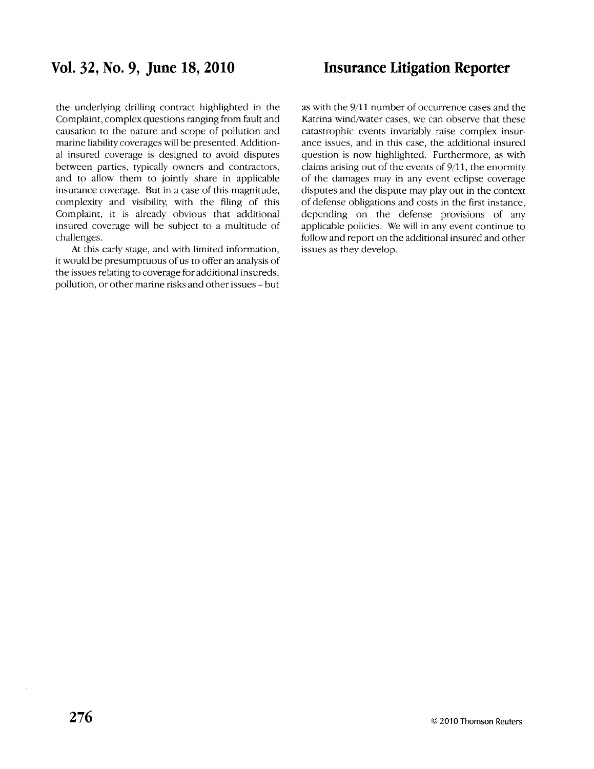the underlying drilling contract highlighted in the Complaint, complex questions ranging from fault and causation to the nature and scope of pollution and marine liability coverages will be presented. Additional insured coverage is designed to avoid disputes between parties, typically owners and contractors, and to allow them to jointly share in applicable insurance coverage. But in a case of this magnitude, complexity and visibility, with the filing of this Complaint, it is already obvious that additional insured coverage will be subject to a multitude of challenges.

At this early stage, and with limited information, it would be presumptuous of us to offer an analysis of the issues relating to coverage for additional insureds, pollution, or other marine risks and other issues – but as with the 9/11 number of occurrence cases and the Katrina wind/water cases, we can observe that these catastrophic events invariably raise complex insurance issues, and in this case, the additional insured question is now highlighted. Furthermore, as with claims arising out of the events of 9/11, the enormity of the damages may in any event eclipse coverage disputes and the dispute may play out in the context of defense obligations and costs in the first instance, depending on the defense provisions of any applicable policies. We will in any event continue to follow and report on the additional insured and other issues as they develop.